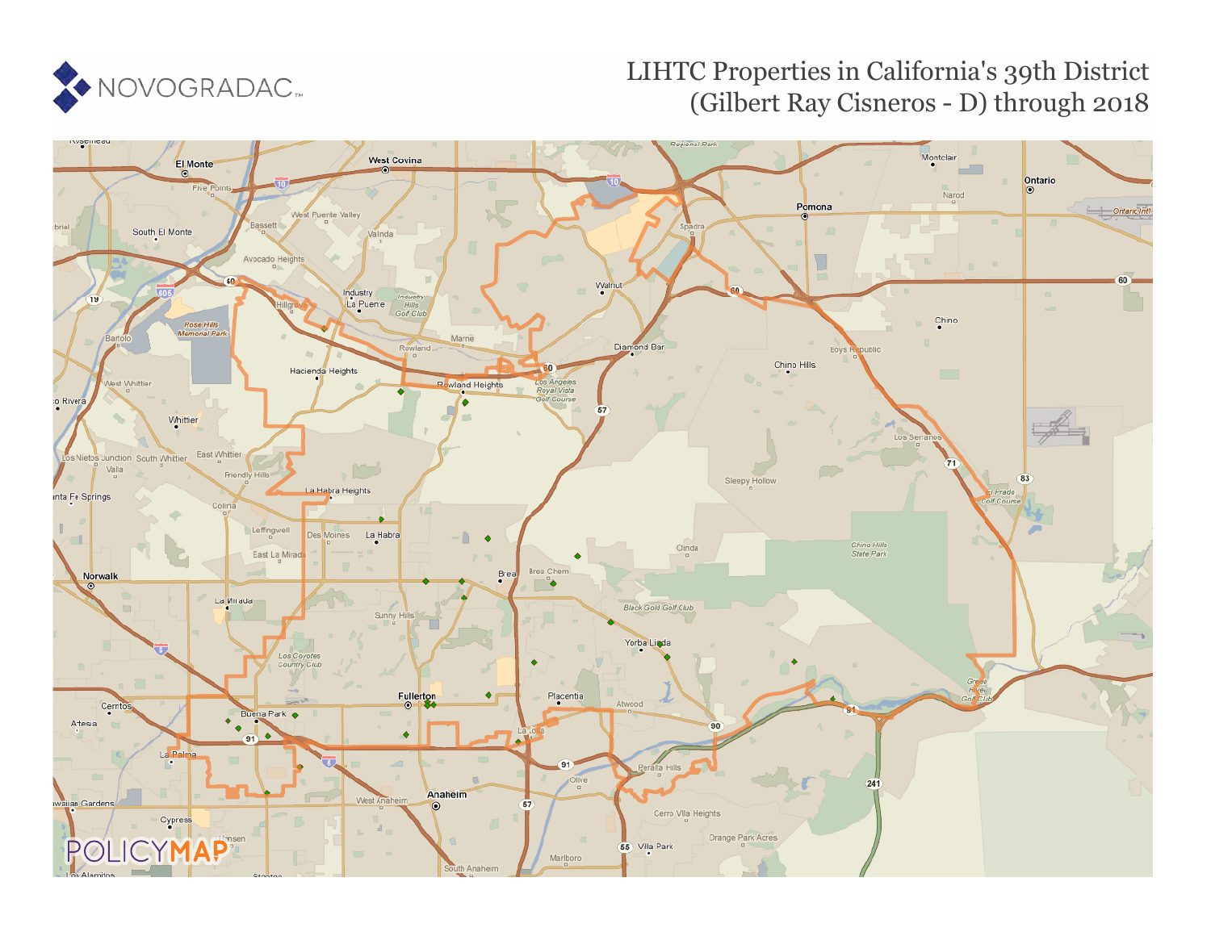# LIHTC Properties in California's 39th District (Gilbert Ray Cisneros - D) through 2018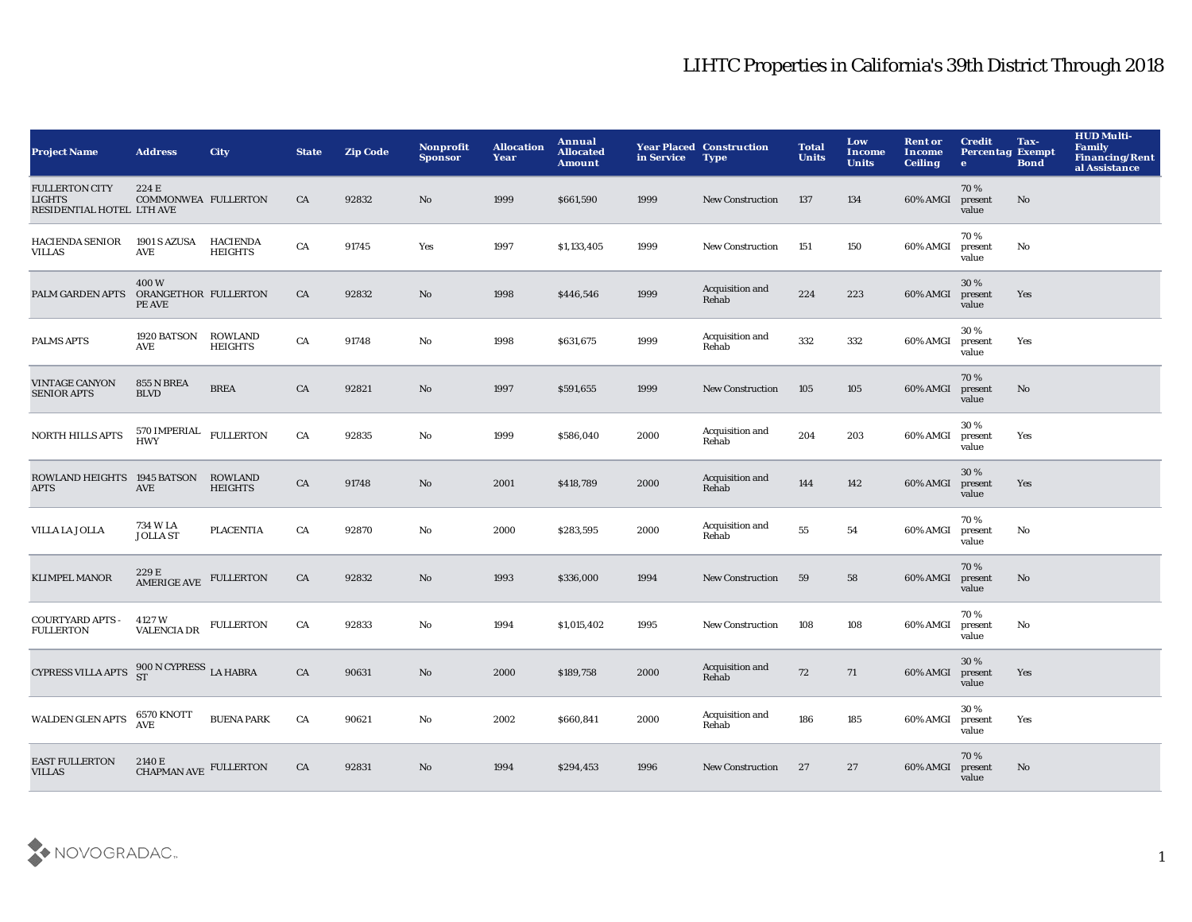# LIHTC Properties in California's 39th District Through 2018

| Project Name | Address | City | State | Zip Code | Nonprofit Sponsor | Allocation Year | Annual Allocated Amount | Year Placed in Service | Construction Type | Total Units | Low Income Units | Rent or Income Ceiling | Credit Percentage | Tax-Exempt Bond | HUD Multi-Family Financing/Rental Assistance |
|---|---|---|---|---|---|---|---|---|---|---|---|---|---|---|---|
| FULLERTON CITY LIGHTS RESIDENTIAL HOTEL | 224 E COMMONWEALTH AVE | FULLERTON | CA | 92832 | No | 1999 | $661,590 | 1999 | New Construction | 137 | 134 | 60% AMGI | 70 % present value | No | |
| HACIENDA SENIOR VILLAS | 1901 S AZUSA AVE | HACIENDA HEIGHTS | CA | 91745 | Yes | 1997 | $1,133,405 | 1999 | New Construction | 151 | 150 | 60% AMGI | 70 % present value | No | |
| PALM GARDEN APTS | 400 W ORANGETHORPE AVE | FULLERTON | CA | 92832 | No | 1998 | $446,546 | 1999 | Acquisition and Rehab | 224 | 223 | 60% AMGI | 30 % present value | Yes | |
| PALMS APTS | 1920 BATSON AVE | ROWLAND HEIGHTS | CA | 91748 | No | 1998 | $631,675 | 1999 | Acquisition and Rehab | 332 | 332 | 60% AMGI | 30 % present value | Yes | |
| VINTAGE CANYON SENIOR APTS | 855 N BREA BLVD | BREA | CA | 92821 | No | 1997 | $591,655 | 1999 | New Construction | 105 | 105 | 60% AMGI | 70 % present value | No | |
| NORTH HILLS APTS | 570 IMPERIAL HWY | FULLERTON | CA | 92835 | No | 1999 | $586,040 | 2000 | Acquisition and Rehab | 204 | 203 | 60% AMGI | 30 % present value | Yes | |
| ROWLAND HEIGHTS APTS | 1945 BATSON AVE | ROWLAND HEIGHTS | CA | 91748 | No | 2001 | $418,789 | 2000 | Acquisition and Rehab | 144 | 142 | 60% AMGI | 30 % present value | Yes | |
| VILLA LA JOLLA | 734 W LA JOLLA ST | PLACENTIA | CA | 92870 | No | 2000 | $283,595 | 2000 | Acquisition and Rehab | 55 | 54 | 60% AMGI | 70 % present value | No | |
| KLIMPEL MANOR | 229 E AMERIGE AVE | FULLERTON | CA | 92832 | No | 1993 | $336,000 | 1994 | New Construction | 59 | 58 | 60% AMGI | 70 % present value | No | |
| COURTYARD APTS - FULLERTON | 4127 W VALENCIA DR | FULLERTON | CA | 92833 | No | 1994 | $1,015,402 | 1995 | New Construction | 108 | 108 | 60% AMGI | 70 % present value | No | |
| CYPRESS VILLA APTS | 900 N CYPRESS ST | LA HABRA | CA | 90631 | No | 2000 | $189,758 | 2000 | Acquisition and Rehab | 72 | 71 | 60% AMGI | 30 % present value | Yes | |
| WALDEN GLEN APTS | 6570 KNOTT AVE | BUENA PARK | CA | 90621 | No | 2002 | $660,841 | 2000 | Acquisition and Rehab | 186 | 185 | 60% AMGI | 30 % present value | Yes | |
| EAST FULLERTON VILLAS | 2140 E CHAPMAN AVE | FULLERTON | CA | 92831 | No | 1994 | $294,453 | 1996 | New Construction | 27 | 27 | 60% AMGI | 70 % present value | No | |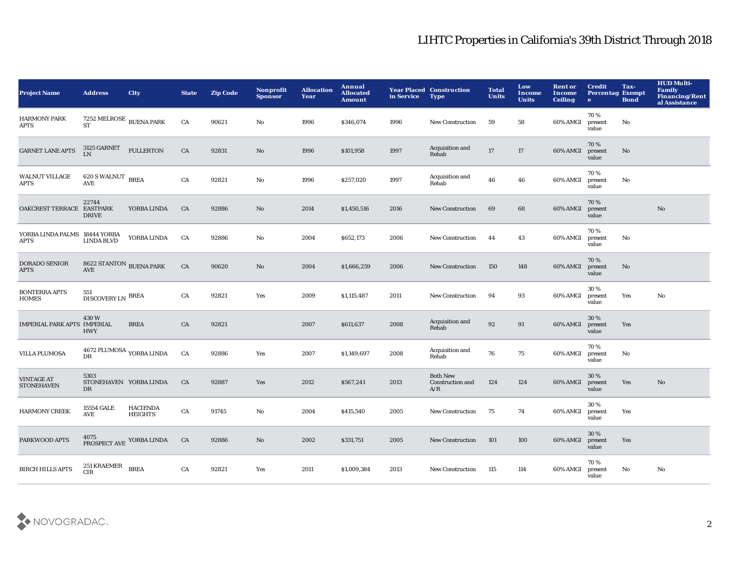# LIHTC Properties in California's 39th District Through 2018

| Project Name | Address | City | State | Zip Code | Nonprofit Sponsor | Allocation Year | Annual Allocated Amount | Year Placed in Service | Construction Type | Total Units | Low Income Units | Rent or Income Ceiling | Credit Percentage | Tax-Exempt Bond | HUD Multi-Family Financing/Rental Assistance |
|---|---|---|---|---|---|---|---|---|---|---|---|---|---|---|---|
| HARMONY PARK APTS | 7252 MELROSE ST | BUENA PARK | CA | 90621 | No | 1996 | $346,074 | 1996 | New Construction | 59 | 58 | 60% AMGI | 70 % present value | No | |
| GARNET LANE APTS | 3125 GARNET LN | FULLERTON | CA | 92831 | No | 1996 | $101,958 | 1997 | Acquisition and Rehab | 17 | 17 | 60% AMGI | 70 % present value | No | |
| WALNUT VILLAGE APTS | 620 S WALNUT AVE | BREA | CA | 92821 | No | 1996 | $257,020 | 1997 | Acquisition and Rehab | 46 | 46 | 60% AMGI | 70 % present value | No | |
| OAKCREST TERRACE | 22744 EASTPARK DRIVE | YORBA LINDA | CA | 92886 | No | 2014 | $1,450,516 | 2016 | New Construction | 69 | 68 | 60% AMGI | 70 % present value | | No |
| YORBA LINDA PALMS APTS | 18444 YORBA LINDA BLVD | YORBA LINDA | CA | 92886 | No | 2004 | $652,173 | 2006 | New Construction | 44 | 43 | 60% AMGI | 70 % present value | No | |
| DORADO SENIOR APTS | 8622 STANTON AVE | BUENA PARK | CA | 90620 | No | 2004 | $1,666,259 | 2006 | New Construction | 150 | 148 | 60% AMGI | 70 % present value | No | |
| BONTERRA APTS HOMES | 551 DISCOVERY LN | BREA | CA | 92821 | Yes | 2009 | $1,115,487 | 2011 | New Construction | 94 | 93 | 60% AMGI | 30 % present value | Yes | No |
| IMPERIAL PARK APTS | 430 W IMPERIAL HWY | BREA | CA | 92821 | | 2007 | $611,637 | 2008 | Acquisition and Rehab | 92 | 91 | 60% AMGI | 30 % present value | Yes | |
| VILLA PLUMOSA | 4672 PLUMOSA DR | YORBA LINDA | CA | 92886 | Yes | 2007 | $1,149,697 | 2008 | Acquisition and Rehab | 76 | 75 | 60% AMGI | 70 % present value | No | |
| VINTAGE AT STONEHAVEN | 5303 STONEHAVEN DR | YORBA LINDA | CA | 92887 | Yes | 2012 | $567,241 | 2013 | Both New Construction and A/R | 124 | 124 | 60% AMGI | 30 % present value | Yes | No |
| HARMONY CREEK | 15554 GALE AVE | HACIENDA HEIGHTS | CA | 91745 | No | 2004 | $415,540 | 2005 | New Construction | 75 | 74 | 60% AMGI | 30 % present value | Yes | |
| PARKWOOD APTS | 4075 PROSPECT AVE | YORBA LINDA | CA | 92886 | No | 2002 | $331,751 | 2005 | New Construction | 101 | 100 | 60% AMGI | 30 % present value | Yes | |
| BIRCH HILLS APTS | 251 KRAEMER CIR | BREA | CA | 92821 | Yes | 2011 | $1,009,384 | 2013 | New Construction | 115 | 114 | 60% AMGI | 70 % present value | No | No |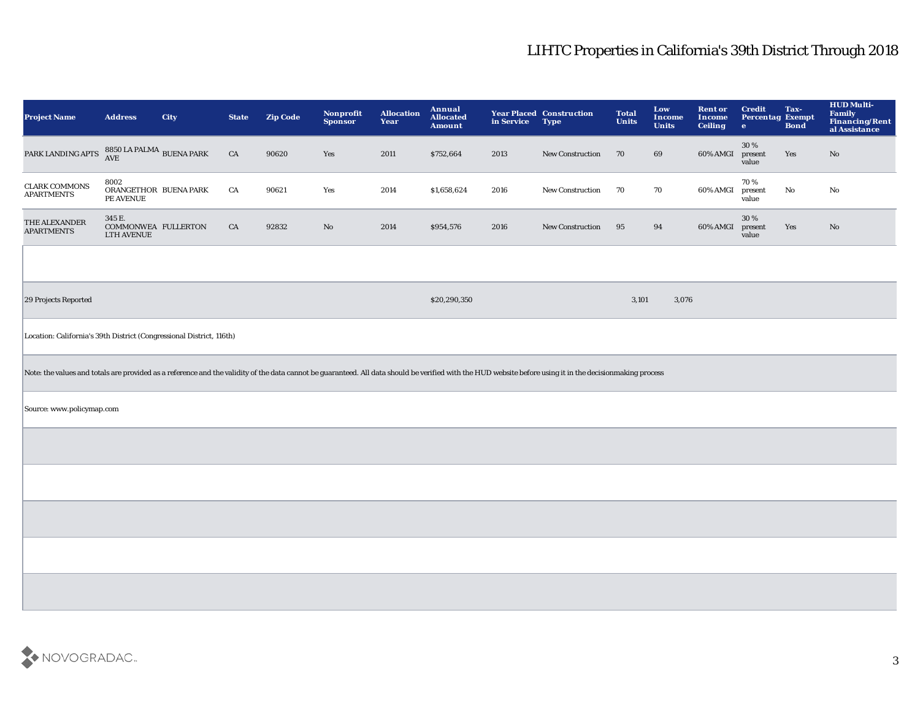# LIHTC Properties in California's 39th District Through 2018

| Project Name | Address | City | State | Zip Code | Nonprofit Sponsor | Allocation Year | Annual Allocated Amount | Year Placed in Service | Construction Type | Total Units | Low Income Units | Rent or Income Ceiling | Credit Percentage | Tax-Exempt Bond | HUD Multi-Family Financing/Rental Assistance |
|---|---|---|---|---|---|---|---|---|---|---|---|---|---|---|---|
| PARK LANDING APTS | 8850 LA PALMA AVE | BUENA PARK | CA | 90620 | Yes | 2011 | $752,664 | 2013 | New Construction | 70 | 69 | 60% AMGI | 30 % present value | Yes | No |
| CLARK COMMONS APARTMENTS | 8002 ORANGETHORPE AVENUE | BUENA PARK | CA | 90621 | Yes | 2014 | $1,658,624 | 2016 | New Construction | 70 | 70 | 60% AMGI | 70 % present value | No | No |
| THE ALEXANDER APARTMENTS | 345 E. COMMONWEALTH AVENUE | FULLERTON | CA | 92832 | No | 2014 | $954,576 | 2016 | New Construction | 95 | 94 | 60% AMGI | 30 % present value | Yes | No |
| | | | | | | | | | | | | | | | |
| 29 Projects Reported | | | | | | | $20,290,350 | | | 3,101 | 3,076 | | | | |

Location: California's 39th District (Congressional District, 116th)

Note: the values and totals are provided as a reference and the validity of the data cannot be guaranteed. All data should be verified with the HUD website before using it in the decisionmaking process

Source: www.policymap.com